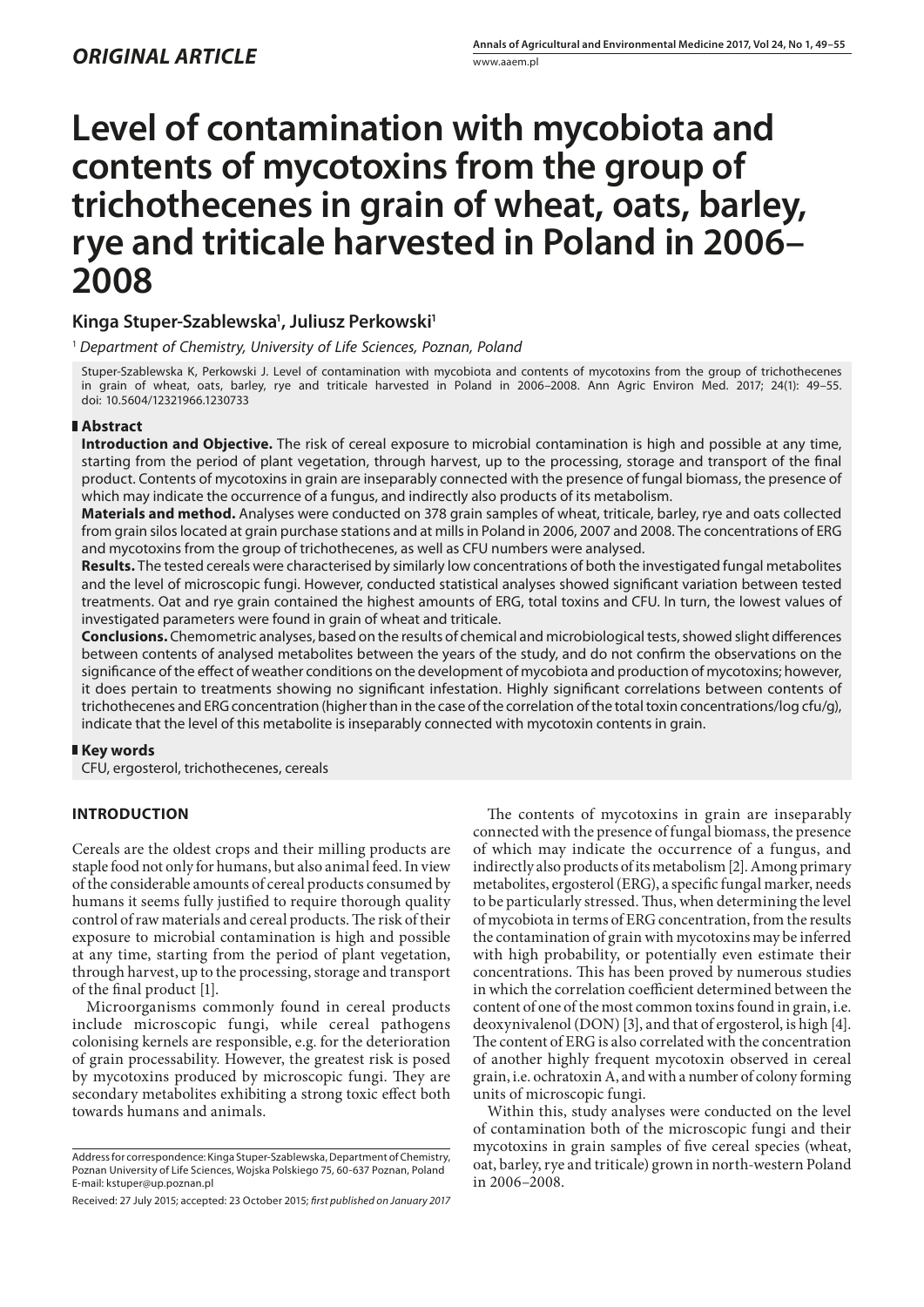## *ORIGINAL ARTICLE*

# Level of contamination with mycobiota and contents of mycotoxins from the group of trichothecenes in grain of wheat, oats, barley, rye and triticale harvested in Poland in 2006–2008

**Kinga Stuper-Szablewska[1], Juliusz Perkowski[1]**

[1] *Department of Chemistry, University of Life Sciences, Poznan, Poland*

Stuper-Szablewska K, Perkowski J. Level of contamination with mycobiota and contents of mycotoxins from the group of trichothecenes in grain of wheat, oats, barley, rye and triticale harvested in Poland in 2006–2008. Ann Agric Environ Med. 2017; 24(1): 49–55. doi: 10.5604/12321966.1230733

## Abstract

**Introduction and Objective.** The risk of cereal exposure to microbial contamination is high and possible at any time, starting from the period of plant vegetation, through harvest, up to the processing, storage and transport of the final product. Contents of mycotoxins in grain are inseparably connected with the presence of fungal biomass, the presence of which may indicate the occurrence of a fungus, and indirectly also products of its metabolism.

**Materials and method.** Analyses were conducted on 378 grain samples of wheat, triticale, barley, rye and oats collected from grain silos located at grain purchase stations and at mills in Poland in 2006, 2007 and 2008. The concentrations of ERG and mycotoxins from the group of trichothecenes, as well as CFU numbers were analysed.

**Results.** The tested cereals were characterised by similarly low concentrations of both the investigated fungal metabolites and the level of microscopic fungi. However, conducted statistical analyses showed significant variation between tested treatments. Oat and rye grain contained the highest amounts of ERG, total toxins and CFU. In turn, the lowest values of investigated parameters were found in grain of wheat and triticale.

**Conclusions.** Chemometric analyses, based on the results of chemical and microbiological tests, showed slight differences between contents of analysed metabolites between the years of the study, and do not confirm the observations on the significance of the effect of weather conditions on the development of mycobiota and production of mycotoxins; however, it does pertain to treatments showing no significant infestation. Highly significant correlations between contents of trichothecenes and ERG concentration (higher than in the case of the correlation of the total toxin concentrations/log cfu/g), indicate that the level of this metabolite is inseparably connected with mycotoxin contents in grain.

## Key words

CFU, ergosterol, trichothecenes, cereals

## INTRODUCTION

Cereals are the oldest crops and their milling products are staple food not only for humans, but also animal feed. In view of the considerable amounts of cereal products consumed by humans it seems fully justified to require thorough quality control of raw materials and cereal products. The risk of their exposure to microbial contamination is high and possible at any time, starting from the period of plant vegetation, through harvest, up to the processing, storage and transport of the final product [1].

Microorganisms commonly found in cereal products include microscopic fungi, while cereal pathogens colonising kernels are responsible, e.g. for the deterioration of grain processability. However, the greatest risk is posed by mycotoxins produced by microscopic fungi. They are secondary metabolites exhibiting a strong toxic effect both towards humans and animals.

The contents of mycotoxins in grain are inseparably connected with the presence of fungal biomass, the presence of which may indicate the occurrence of a fungus, and indirectly also products of its metabolism [2]. Among primary metabolites, ergosterol (ERG), a specific fungal marker, needs to be particularly stressed. Thus, when determining the level of mycobiota in terms of ERG concentration, from the results the contamination of grain with mycotoxins may be inferred with high probability, or potentially even estimate their concentrations. This has been proved by numerous studies in which the correlation coefficient determined between the content of one of the most common toxins found in grain, i.e. deoxynivalenol (DON) [3], and that of ergosterol, is high [4]. The content of ERG is also correlated with the concentration of another highly frequent mycotoxin observed in cereal grain, i.e. ochratoxin A, and with a number of colony forming units of microscopic fungi.

Within this, study analyses were conducted on the level of contamination both of the microscopic fungi and their mycotoxins in grain samples of five cereal species (wheat, oat, barley, rye and triticale) grown in north-western Poland in 2006–2008.

Address for correspondence: Kinga Stuper-Szablewska, Department of Chemistry, Poznan University of Life Sciences, Wojska Polskiego 75, 60-637 Poznan, Poland
E-mail: kstuper@up.poznan.pl

Received: 27 July 2015; accepted: 23 October 2015; *first published on January 2017*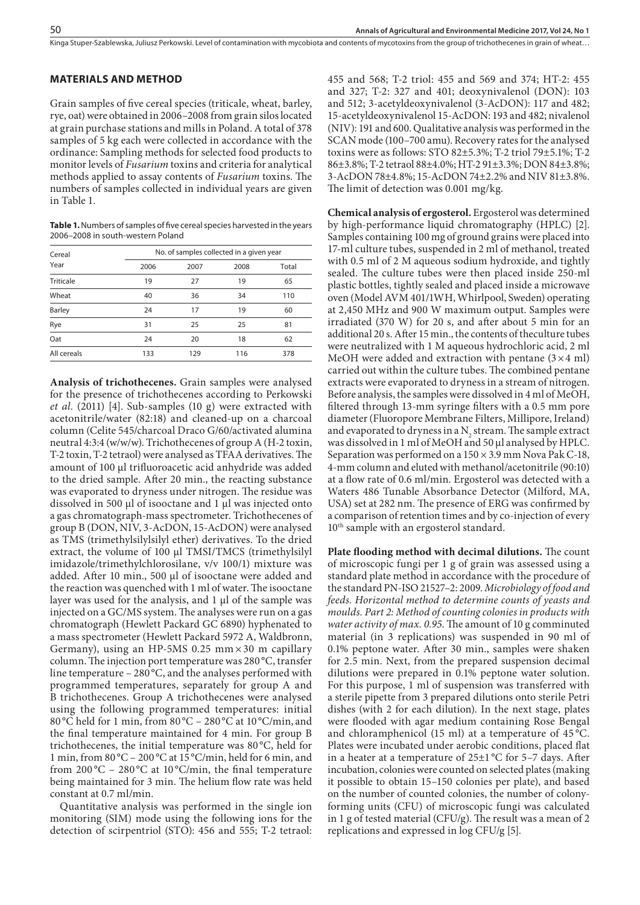## MATERIALS AND METHOD

Grain samples of five cereal species (triticale, wheat, barley, rye, oat) were obtained in 2006–2008 from grain silos located at grain purchase stations and mills in Poland. A total of 378 samples of 5 kg each were collected in accordance with the ordinance: Sampling methods for selected food products to monitor levels of *Fusarium* toxins and criteria for analytical methods applied to assay contents of *Fusarium* toxins. The numbers of samples collected in individual years are given in Table 1.

**Table 1.** Numbers of samples of five cereal species harvested in the years 2006–2008 in south-western Poland

| Cereal Year | No. of samples collected in a given year | | | |
|---|---|---|---|---|
| | 2006 | 2007 | 2008 | Total |
| Triticale | 19 | 27 | 19 | 65 |
| Wheat | 40 | 36 | 34 | 110 |
| Barley | 24 | 17 | 19 | 60 |
| Rye | 31 | 25 | 25 | 81 |
| Oat | 24 | 20 | 18 | 62 |
| All cereals | 133 | 129 | 116 | 378 |

**Analysis of trichothecenes.** Grain samples were analysed for the presence of trichothecenes according to Perkowski *et al*. (2011) [4]. Sub-samples (10 g) were extracted with acetonitrile/water (82:18) and cleaned-up on a charcoal column (Celite 545/charcoal Draco G/60/activated alumina neutral 4:3:4 (w/w/w). Trichothecenes of group A (H-2 toxin, T-2 toxin, T-2 tetraol) were analysed as TFAA derivatives. The amount of 100 µl trifluoroacetic acid anhydride was added to the dried sample. After 20 min., the reacting substance was evaporated to dryness under nitrogen. The residue was dissolved in 500 µl of isooctane and 1 µl was injected onto a gas chromatograph-mass spectrometer. Trichothecenes of group B (DON, NIV, 3-AcDON, 15-AcDON) were analysed as TMS (trimethylsilylsilyl ether) derivatives. To the dried extract, the volume of 100 µl TMSI/TMCS (trimethylsilyl imidazole/trimethylchlorosilane, v/v 100/1) mixture was added. After 10 min., 500 µl of isooctane were added and the reaction was quenched with 1 ml of water. The isooctane layer was used for the analysis, and 1 µl of the sample was injected on a GC/MS system. The analyses were run on a gas chromatograph (Hewlett Packard GC 6890) hyphenated to a mass spectrometer (Hewlett Packard 5972 A, Waldbronn, Germany), using an HP-5MS 0.25 mm × 30 m capillary column. The injection port temperature was 280 °C, transfer line temperature – 280 °C, and the analyses performed with programmed temperatures, separately for group A and B trichothecenes. Group A trichothecenes were analysed using the following programmed temperatures: initial 80 °C held for 1 min, from 80 °C – 280 °C at 10 °C/min, and the final temperature maintained for 4 min. For group B trichothecenes, the initial temperature was 80 °C, held for 1 min, from 80 °C – 200 °C at 15 °C/min, held for 6 min, and from 200 °C – 280 °C at 10 °C/min, the final temperature being maintained for 3 min. The helium flow rate was held constant at 0.7 ml/min.

Quantitative analysis was performed in the single ion monitoring (SIM) mode using the following ions for the detection of scirpentriol (STO): 456 and 555; T-2 tetraol: 455 and 568; T-2 triol: 455 and 569 and 374; HT-2: 455 and 327; T-2: 327 and 401; deoxynivalenol (DON): 103 and 512; 3-acetyldeoxynivalenol (3-AcDON): 117 and 482; 15-acetyldeoxynivalenol 15-AcDON: 193 and 482; nivalenol (NIV): 191 and 600. Qualitative analysis was performed in the SCAN mode (100–700 amu). Recovery rates for the analysed toxins were as follows: STO 82±5.3%; T-2 triol 79±5.1%; T-2 86±3.8%; T-2 tetraol 88±4.0%; HT-2 91±3.3%; DON 84±3.8%; 3-AcDON 78±4.8%; 15-AcDON 74±2.2% and NIV 81±3.8%. The limit of detection was 0.001 mg/kg.

**Chemical analysis of ergosterol.** Ergosterol was determined by high-performance liquid chromatography (HPLC) [2]. Samples containing 100 mg of ground grains were placed into 17-ml culture tubes, suspended in 2 ml of methanol, treated with 0.5 ml of 2 M aqueous sodium hydroxide, and tightly sealed. The culture tubes were then placed inside 250-ml plastic bottles, tightly sealed and placed inside a microwave oven (Model AVM 401/1WH, Whirlpool, Sweden) operating at 2,450 MHz and 900 W maximum output. Samples were irradiated (370 W) for 20 s, and after about 5 min for an additional 20 s. After 15 min., the contents of theculture tubes were neutralized with 1 M aqueous hydrochloric acid, 2 ml MeOH were added and extraction with pentane (3 × 4 ml) carried out within the culture tubes. The combined pentane extracts were evaporated to dryness in a stream of nitrogen. Before analysis, the samples were dissolved in 4 ml of MeOH, filtered through 13-mm syringe filters with a 0.5 mm pore diameter (Fluoropore Membrane Filters, Millipore, Ireland) and evaporated to dryness in a $N_2$ stream. The sample extract was dissolved in 1 ml of MeOH and 50 µl analysed by HPLC. Separation was performed on a 150 × 3.9 mm Nova Pak C-18, 4-mm column and eluted with methanol/acetonitrile (90:10) at a flow rate of 0.6 ml/min. Ergosterol was detected with a Waters 486 Tunable Absorbance Detector (Milford, MA, USA) set at 282 nm. The presence of ERG was confirmed by a comparison of retention times and by co-injection of every 10th sample with an ergosterol standard.

**Plate flooding method with decimal dilutions.** The count of microscopic fungi per 1 g of grain was assessed using a standard plate method in accordance with the procedure of the standard PN-ISO 21527–2: 2009. *Microbiology of food and feeds. Horizontal method to determine counts of yeasts and moulds. Part 2: Method of counting colonies in products with water activity of max. 0.95.* The amount of 10 g comminuted material (in 3 replications) was suspended in 90 ml of 0.1% peptone water. After 30 min., samples were shaken for 2.5 min. Next, from the prepared suspension decimal dilutions were prepared in 0.1% peptone water solution. For this purpose, 1 ml of suspension was transferred with a sterile pipette from 3 prepared dilutions onto sterile Petri dishes (with 2 for each dilution). In the next stage, plates were flooded with agar medium containing Rose Bengal and chloramphenicol (15 ml) at a temperature of 45 °C. Plates were incubated under aerobic conditions, placed flat in a heater at a temperature of 25±1 °C for 5–7 days. After incubation, colonies were counted on selected plates (making it possible to obtain 15–150 colonies per plate), and based on the number of counted colonies, the number of colony-forming units (CFU) of microscopic fungi was calculated in 1 g of tested material (CFU/g). The result was a mean of 2 replications and expressed in log CFU/g [5].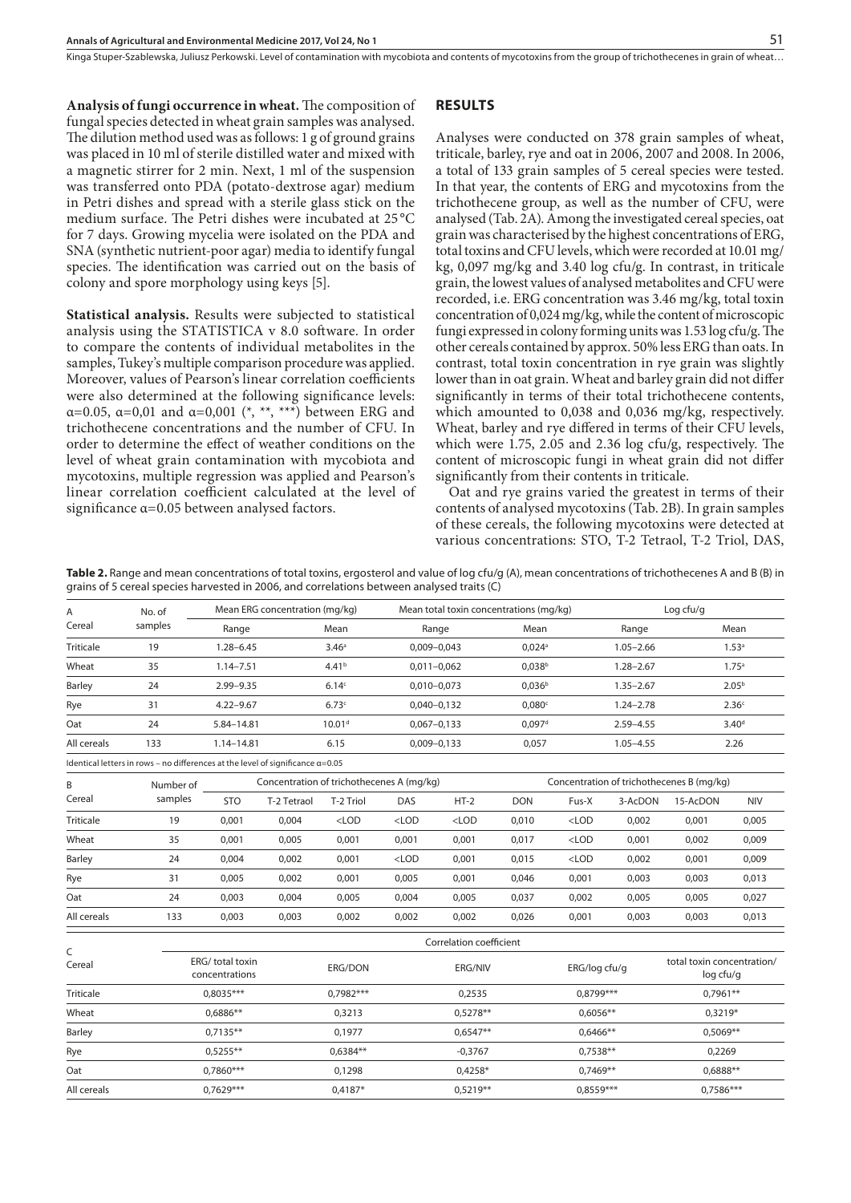**Analysis of fungi occurrence in wheat.** The composition of fungal species detected in wheat grain samples was analysed. The dilution method used was as follows: 1 g of ground grains was placed in 10 ml of sterile distilled water and mixed with a magnetic stirrer for 2 min. Next, 1 ml of the suspension was transferred onto PDA (potato-dextrose agar) medium in Petri dishes and spread with a sterile glass stick on the medium surface. The Petri dishes were incubated at 25 °C for 7 days. Growing mycelia were isolated on the PDA and SNA (synthetic nutrient-poor agar) media to identify fungal species. The identification was carried out on the basis of colony and spore morphology using keys [5].

**Statistical analysis.** Results were subjected to statistical analysis using the STATISTICA v 8.0 software. In order to compare the contents of individual metabolites in the samples, Tukey's multiple comparison procedure was applied. Moreover, values of Pearson's linear correlation coefficients were also determined at the following significance levels: $\alpha$=0.05, $\alpha$=0,01 and $\alpha$=0,001 (*, **, ***) between ERG and trichothecene concentrations and the number of CFU. In order to determine the effect of weather conditions on the level of wheat grain contamination with mycobiota and mycotoxins, multiple regression was applied and Pearson's linear correlation coefficient calculated at the level of significance $\alpha$=0.05 between analysed factors.

## RESULTS

Analyses were conducted on 378 grain samples of wheat, triticale, barley, rye and oat in 2006, 2007 and 2008. In 2006, a total of 133 grain samples of 5 cereal species were tested. In that year, the contents of ERG and mycotoxins from the trichothecene group, as well as the number of CFU, were analysed (Tab. 2A). Among the investigated cereal species, oat grain was characterised by the highest concentrations of ERG, total toxins and CFU levels, which were recorded at 10.01 mg/kg, 0,097 mg/kg and 3.40 log cfu/g. In contrast, in triticale grain, the lowest values of analysed metabolites and CFU were recorded, i.e. ERG concentration was 3.46 mg/kg, total toxin concentration of 0,024 mg/kg, while the content of microscopic fungi expressed in colony forming units was 1.53 log cfu/g. The other cereals contained by approx. 50% less ERG than oats. In contrast, total toxin concentration in rye grain was slightly lower than in oat grain. Wheat and barley grain did not differ significantly in terms of their total trichothecene contents, which amounted to 0,038 and 0,036 mg/kg, respectively. Wheat, barley and rye differed in terms of their CFU levels, which were 1.75, 2.05 and 2.36 log cfu/g, respectively. The content of microscopic fungi in wheat grain did not differ significantly from their contents in triticale.

Oat and rye grains varied the greatest in terms of their contents of analysed mycotoxins (Tab. 2B). In grain samples of these cereals, the following mycotoxins were detected at various concentrations: STO, T-2 Tetraol, T-2 Triol, DAS,

**Table 2.** Range and mean concentrations of total toxins, ergosterol and value of log cfu/g (A), mean concentrations of trichothecenes A and B (B) in grains of 5 cereal species harvested in 2006, and correlations between analysed traits (C)

| A<br>Cereal | No. of samples | Mean ERG concentration (mg/kg) | | Mean total toxin concentrations (mg/kg) | | Log cfu/g | |
|---|---|---|---|---|---|---|---|
| | | Range | Mean | Range | Mean | Range | Mean |
| Triticale | 19 | 1.28–6.45 | 3.46[a] | 0,009–0,043 | 0,024[a] | 1.05–2.66 | 1.53[a] |
| Wheat | 35 | 1.14–7.51 | 4.41[b] | 0,011–0,062 | 0,038[b] | 1.28–2.67 | 1.75[a] |
| Barley | 24 | 2.99–9.35 | 6.14[c] | 0,010–0,073 | 0,036[b] | 1.35–2.67 | 2.05[b] |
| Rye | 31 | 4.22–9.67 | 6.73[c] | 0,040–0,132 | 0,080[c] | 1.24–2.78 | 2.36[c] |
| Oat | 24 | 5.84–14.81 | 10.01[d] | 0,067–0,133 | 0,097[d] | 2.59–4.55 | 3.40[d] |
| All cereals | 133 | 1.14–14.81 | 6.15 | 0,009–0,133 | 0,057 | 1.05–4.55 | 2.26 |

Identical letters in rows – no differences at the level of significance $\alpha$=0.05

| B<br>Cereal | Number of samples | Concentration of trichothecenes A (mg/kg) | | | | | Concentration of trichothecenes B (mg/kg) | | | | |
|---|---|---|---|---|---|---|---|---|---|---|---|
| | | STO | T-2 Tetraol | T-2 Triol | DAS | HT-2 | DON | Fus-X | 3-AcDON | 15-AcDON | NIV |
| Triticale | 19 | 0,001 | 0,004 | <LOD | <LOD | <LOD | 0,010 | <LOD | 0,002 | 0,001 | 0,005 |
| Wheat | 35 | 0,001 | 0,005 | 0,001 | 0,001 | 0,001 | 0,017 | <LOD | 0,001 | 0,002 | 0,009 |
| Barley | 24 | 0,004 | 0,002 | 0,001 | <LOD | 0,001 | 0,015 | <LOD | 0,002 | 0,001 | 0,009 |
| Rye | 31 | 0,005 | 0,002 | 0,001 | 0,005 | 0,001 | 0,046 | 0,001 | 0,003 | 0,003 | 0,013 |
| Oat | 24 | 0,003 | 0,004 | 0,005 | 0,004 | 0,005 | 0,037 | 0,002 | 0,005 | 0,005 | 0,027 |
| All cereals | 133 | 0,003 | 0,003 | 0,002 | 0,002 | 0,002 | 0,026 | 0,001 | 0,003 | 0,003 | 0,013 |

| C<br>Cereal | Correlation coefficient | | | | |
|---|---|---|---|---|---|
| | ERG/ total toxin concentrations | ERG/DON | ERG/NIV | ERG/log cfu/g | total toxin concentration/ log cfu/g |
| Triticale | 0,8035*** | 0,7982*** | 0,2535 | 0,8799*** | 0,7961** |
| Wheat | 0,6886** | 0,3213 | 0,5278** | 0,6056** | 0,3219* |
| Barley | 0,7135** | 0,1977 | 0,6547** | 0,6466** | 0,5069** |
| Rye | 0,5255** | 0,6384** | -0,3767 | 0,7538** | 0,2269 |
| Oat | 0,7860*** | 0,1298 | 0,4258* | 0,7469** | 0,6888** |
| All cereals | 0,7629*** | 0,4187* | 0,5219** | 0,8559*** | 0,7586*** |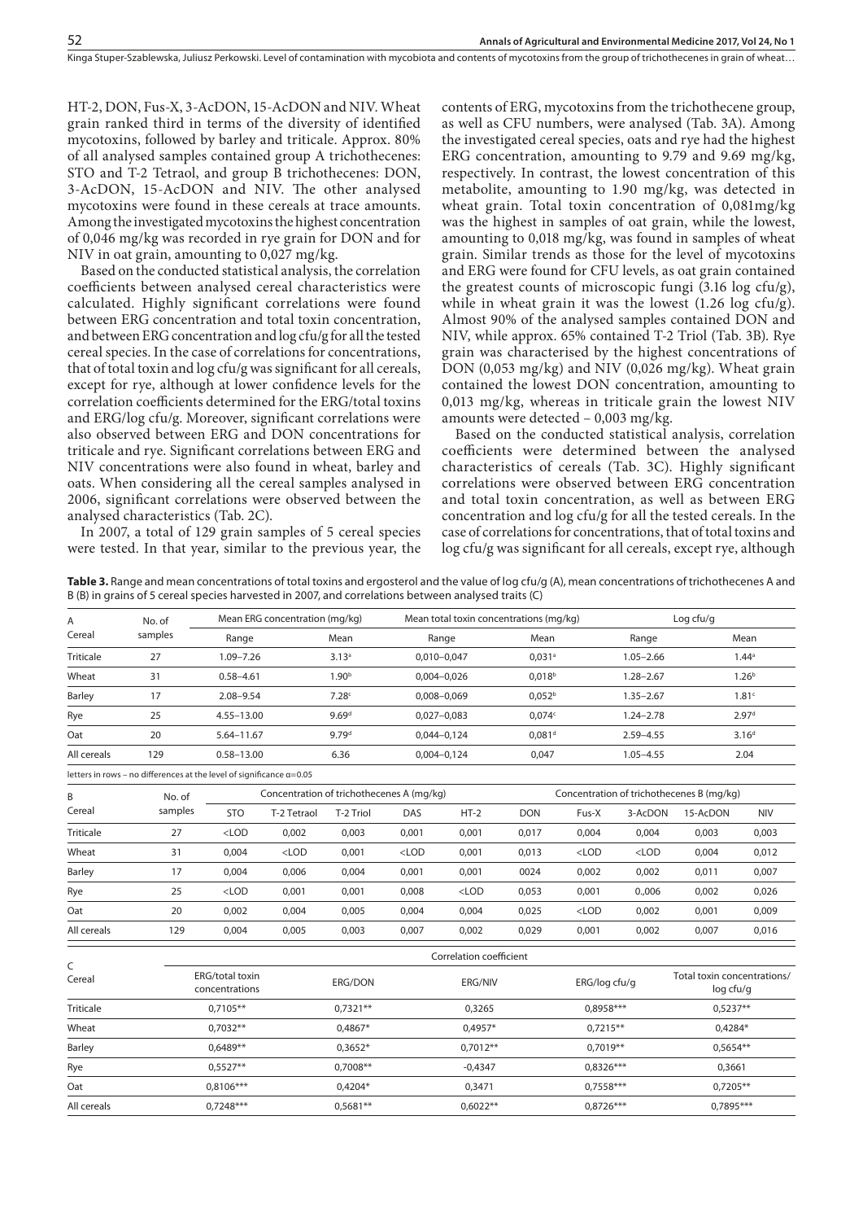HT-2, DON, Fus-X, 3-AcDON, 15-AcDON and NIV. Wheat grain ranked third in terms of the diversity of identified mycotoxins, followed by barley and triticale. Approx. 80% of all analysed samples contained group A trichothecenes: STO and T-2 Tetraol, and group B trichothecenes: DON, 3-AcDON, 15-AcDON and NIV. The other analysed mycotoxins were found in these cereals at trace amounts. Among the investigated mycotoxins the highest concentration of 0,046 mg/kg was recorded in rye grain for DON and for NIV in oat grain, amounting to 0,027 mg/kg.

Based on the conducted statistical analysis, the correlation coefficients between analysed cereal characteristics were calculated. Highly significant correlations were found between ERG concentration and total toxin concentration, and between ERG concentration and log cfu/g for all the tested cereal species. In the case of correlations for concentrations, that of total toxin and log cfu/g was significant for all cereals, except for rye, although at lower confidence levels for the correlation coefficients determined for the ERG/total toxins and ERG/log cfu/g. Moreover, significant correlations were also observed between ERG and DON concentrations for triticale and rye. Significant correlations between ERG and NIV concentrations were also found in wheat, barley and oats. When considering all the cereal samples analysed in 2006, significant correlations were observed between the analysed characteristics (Tab. 2C).

In 2007, a total of 129 grain samples of 5 cereal species were tested. In that year, similar to the previous year, the contents of ERG, mycotoxins from the trichothecene group, as well as CFU numbers, were analysed (Tab. 3A). Among the investigated cereal species, oats and rye had the highest ERG concentration, amounting to 9.79 and 9.69 mg/kg, respectively. In contrast, the lowest concentration of this metabolite, amounting to 1.90 mg/kg, was detected in wheat grain. Total toxin concentration of 0,081mg/kg was the highest in samples of oat grain, while the lowest, amounting to 0,018 mg/kg, was found in samples of wheat grain. Similar trends as those for the level of mycotoxins and ERG were found for CFU levels, as oat grain contained the greatest counts of microscopic fungi (3.16 log cfu/g), while in wheat grain it was the lowest (1.26 log cfu/g). Almost 90% of the analysed samples contained DON and NIV, while approx. 65% contained T-2 Triol (Tab. 3B). Rye grain was characterised by the highest concentrations of DON (0,053 mg/kg) and NIV (0,026 mg/kg). Wheat grain contained the lowest DON concentration, amounting to 0,013 mg/kg, whereas in triticale grain the lowest NIV amounts were detected – 0,003 mg/kg.

Based on the conducted statistical analysis, correlation coefficients were determined between the analysed characteristics of cereals (Tab. 3C). Highly significant correlations were observed between ERG concentration and total toxin concentration, as well as between ERG concentration and log cfu/g for all the tested cereals. In the case of correlations for concentrations, that of total toxins and log cfu/g was significant for all cereals, except rye, although

**Table 3.** Range and mean concentrations of total toxins and ergosterol and the value of log cfu/g (A), mean concentrations of trichothecenes A and B (B) in grains of 5 cereal species harvested in 2007, and correlations between analysed traits (C)

| A<br>Cereal | No. of samples | Mean ERG concentration (mg/kg) | | Mean total toxin concentrations (mg/kg) | | Log cfu/g | |
|---|---|---|---|---|---|---|---|
| | | Range | Mean | Range | Mean | Range | Mean |
| Triticale | 27 | 1.09–7.26 | 3.13[a] | 0,010–0,047 | 0,031[a] | 1.05–2.66 | 1.44[a] |
| Wheat | 31 | 0.58–4.61 | 1.90[b] | 0,004–0,026 | 0,018[b] | 1.28–2.67 | 1.26[b] |
| Barley | 17 | 2.08–9.54 | 7.28[c] | 0,008–0,069 | 0,052[b] | 1.35–2.67 | 1.81[c] |
| Rye | 25 | 4.55–13.00 | 9.69[d] | 0,027–0,083 | 0,074[c] | 1.24–2.78 | 2.97[d] |
| Oat | 20 | 5.64–11.67 | 9.79[d] | 0,044–0,124 | 0,081[d] | 2.59–4.55 | 3.16[d] |
| All cereals | 129 | 0.58–13.00 | 6.36 | 0,004–0,124 | 0,047 | 1.05–4.55 | 2.04 |

letters in rows – no differences at the level of significance α=0.05

| B<br>Cereal | No. of samples | Concentration of trichothecenes A (mg/kg) | | | | | Concentration of trichothecenes B (mg/kg) | | | | |
|---|---|---|---|---|---|---|---|---|---|---|---|
| | | STO | T-2 Tetraol | T-2 Triol | DAS | HT-2 | DON | Fus-X | 3-AcDON | 15-AcDON | NIV |
| Triticale | 27 | <LOD | 0,002 | 0,003 | 0,001 | 0,001 | 0,017 | 0,004 | 0,004 | 0,003 | 0,003 |
| Wheat | 31 | 0,004 | <LOD | 0,001 | <LOD | 0,001 | 0,013 | <LOD | <LOD | 0,004 | 0,012 |
| Barley | 17 | 0,004 | 0,006 | 0,004 | 0,001 | 0,001 | 0024 | 0,002 | 0,002 | 0,011 | 0,007 |
| Rye | 25 | <LOD | 0,001 | 0,001 | 0,008 | <LOD | 0,053 | 0,001 | 0,,006 | 0,002 | 0,026 |
| Oat | 20 | 0,002 | 0,004 | 0,005 | 0,004 | 0,004 | 0,025 | <LOD | 0,002 | 0,001 | 0,009 |
| All cereals | 129 | 0,004 | 0,005 | 0,003 | 0,007 | 0,002 | 0,029 | 0,001 | 0,002 | 0,007 | 0,016 |

| C<br>Cereal | Correlation coefficient | | | | |
|---|---|---|---|---|---|
| | ERG/total toxin concentrations | ERG/DON | ERG/NIV | ERG/log cfu/g | Total toxin concentrations/ log cfu/g |
| Triticale | 0,7105** | 0,7321** | 0,3265 | 0,8958*** | 0,5237** |
| Wheat | 0,7032** | 0,4867* | 0,4957* | 0,7215** | 0,4284* |
| Barley | 0,6489** | 0,3652* | 0,7012** | 0,7019** | 0,5654** |
| Rye | 0,5527** | 0,7008** | -0,4347 | 0,8326*** | 0,3661 |
| Oat | 0,8106*** | 0,4204* | 0,3471 | 0,7558*** | 0,7205** |
| All cereals | 0,7248*** | 0,5681** | 0,6022** | 0,8726*** | 0,7895*** |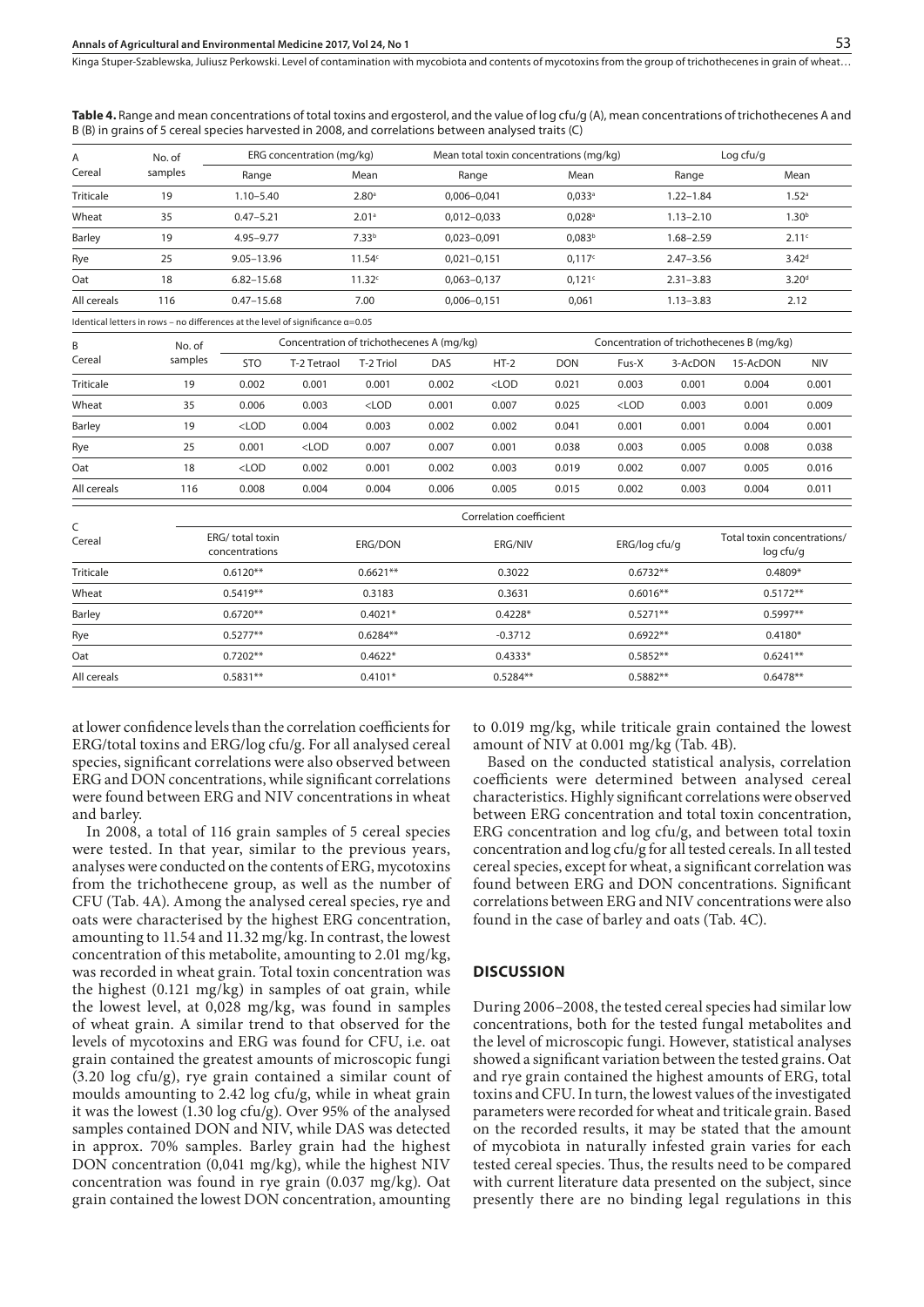**Table 4.** Range and mean concentrations of total toxins and ergosterol, and the value of log cfu/g (A), mean concentrations of trichothecenes A and B (B) in grains of 5 cereal species harvested in 2008, and correlations between analysed traits (C)

| A Cereal | No. of samples | ERG concentration (mg/kg) | | Mean total toxin concentrations (mg/kg) | | Log cfu/g | |
|---|---|---|---|---|---|---|---|
| | | Range | Mean | Range | Mean | Range | Mean |
| Triticale | 19 | 1.10–5.40 | 2.80[a] | 0,006–0,041 | 0,033[a] | 1.22–1.84 | 1.52[a] |
| Wheat | 35 | 0.47–5.21 | 2.01[a] | 0,012–0,033 | 0,028[a] | 1.13–2.10 | 1.30[b] |
| Barley | 19 | 4.95–9.77 | 7.33[b] | 0,023–0,091 | 0,083[b] | 1.68–2.59 | 2.11[c] |
| Rye | 25 | 9.05–13.96 | 11.54[c] | 0,021–0,151 | 0,117[c] | 2.47–3.56 | 3.42[d] |
| Oat | 18 | 6.82–15.68 | 11.32[c] | 0,063–0,137 | 0,121[c] | 2.31–3.83 | 3.20[d] |
| All cereals | 116 | 0.47–15.68 | 7.00 | 0,006–0,151 | 0,061 | 1.13–3.83 | 2.12 |

Identical letters in rows – no differences at the level of significance α=0.05

| B Cereal | No. of samples | Concentration of trichothecenes A (mg/kg) | | | | | Concentration of trichothecenes B (mg/kg) | | | | |
|---|---|---|---|---|---|---|---|---|---|---|---|
| | | STO | T-2 Tetraol | T-2 Triol | DAS | HT-2 | DON | Fus-X | 3-AcDON | 15-AcDON | NIV |
| Triticale | 19 | 0.002 | 0.001 | 0.001 | 0.002 | <LOD | 0.021 | 0.003 | 0.001 | 0.004 | 0.001 |
| Wheat | 35 | 0.006 | 0.003 | <LOD | 0.001 | 0.007 | 0.025 | <LOD | 0.003 | 0.001 | 0.009 |
| Barley | 19 | <LOD | 0.004 | 0.003 | 0.002 | 0.002 | 0.041 | 0.001 | 0.001 | 0.004 | 0.001 |
| Rye | 25 | 0.001 | <LOD | 0.007 | 0.007 | 0.001 | 0.038 | 0.003 | 0.005 | 0.008 | 0.038 |
| Oat | 18 | <LOD | 0.002 | 0.001 | 0.002 | 0.003 | 0.019 | 0.002 | 0.007 | 0.005 | 0.016 |
| All cereals | 116 | 0.008 | 0.004 | 0.004 | 0.006 | 0.005 | 0.015 | 0.002 | 0.003 | 0.004 | 0.011 |

| C Cereal | Correlation coefficient | | | | |
|---|---|---|---|---|---|
| | ERG/ total toxin concentrations | ERG/DON | ERG/NIV | ERG/log cfu/g | Total toxin concentrations/ log cfu/g |
| Triticale | 0.6120** | 0.6621** | 0.3022 | 0.6732** | 0.4809* |
| Wheat | 0.5419** | 0.3183 | 0.3631 | 0.6016** | 0.5172** |
| Barley | 0.6720** | 0.4021* | 0.4228* | 0.5271** | 0.5997** |
| Rye | 0.5277** | 0.6284** | -0.3712 | 0.6922** | 0.4180* |
| Oat | 0.7202** | 0.4622* | 0.4333* | 0.5852** | 0.6241** |
| All cereals | 0.5831** | 0.4101* | 0.5284** | 0.5882** | 0.6478** |

at lower confidence levels than the correlation coefficients for ERG/total toxins and ERG/log cfu/g. For all analysed cereal species, significant correlations were also observed between ERG and DON concentrations, while significant correlations were found between ERG and NIV concentrations in wheat and barley.

In 2008, a total of 116 grain samples of 5 cereal species were tested. In that year, similar to the previous years, analyses were conducted on the contents of ERG, mycotoxins from the trichothecene group, as well as the number of CFU (Tab. 4A). Among the analysed cereal species, rye and oats were characterised by the highest ERG concentration, amounting to 11.54 and 11.32 mg/kg. In contrast, the lowest concentration of this metabolite, amounting to 2.01 mg/kg, was recorded in wheat grain. Total toxin concentration was the highest (0.121 mg/kg) in samples of oat grain, while the lowest level, at 0,028 mg/kg, was found in samples of wheat grain. A similar trend to that observed for the levels of mycotoxins and ERG was found for CFU, i.e. oat grain contained the greatest amounts of microscopic fungi (3.20 log cfu/g), rye grain contained a similar count of moulds amounting to 2.42 log cfu/g, while in wheat grain it was the lowest (1.30 log cfu/g). Over 95% of the analysed samples contained DON and NIV, while DAS was detected in approx. 70% samples. Barley grain had the highest DON concentration (0,041 mg/kg), while the highest NIV concentration was found in rye grain (0.037 mg/kg). Oat grain contained the lowest DON concentration, amounting to 0.019 mg/kg, while triticale grain contained the lowest amount of NIV at 0.001 mg/kg (Tab. 4B).

Based on the conducted statistical analysis, correlation coefficients were determined between analysed cereal characteristics. Highly significant correlations were observed between ERG concentration and total toxin concentration, ERG concentration and log cfu/g, and between total toxin concentration and log cfu/g for all tested cereals. In all tested cereal species, except for wheat, a significant correlation was found between ERG and DON concentrations. Significant correlations between ERG and NIV concentrations were also found in the case of barley and oats (Tab. 4C).

## DISCUSSION

During 2006–2008, the tested cereal species had similar low concentrations, both for the tested fungal metabolites and the level of microscopic fungi. However, statistical analyses showed a significant variation between the tested grains. Oat and rye grain contained the highest amounts of ERG, total toxins and CFU. In turn, the lowest values of the investigated parameters were recorded for wheat and triticale grain. Based on the recorded results, it may be stated that the amount of mycobiota in naturally infested grain varies for each tested cereal species. Thus, the results need to be compared with current literature data presented on the subject, since presently there are no binding legal regulations in this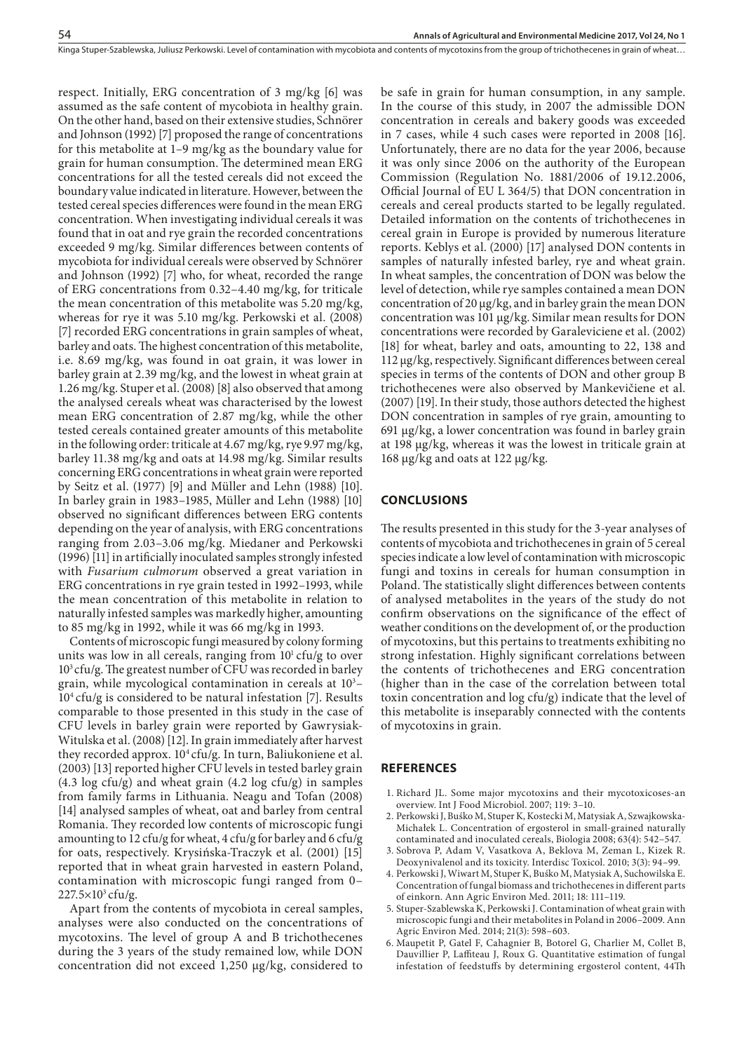respect. Initially, ERG concentration of 3 mg/kg [6] was assumed as the safe content of mycobiota in healthy grain. On the other hand, based on their extensive studies, Schnörer and Johnson (1992) [7] proposed the range of concentrations for this metabolite at 1–9 mg/kg as the boundary value for grain for human consumption. The determined mean ERG concentrations for all the tested cereals did not exceed the boundary value indicated in literature. However, between the tested cereal species differences were found in the mean ERG concentration. When investigating individual cereals it was found that in oat and rye grain the recorded concentrations exceeded 9 mg/kg. Similar differences between contents of mycobiota for individual cereals were observed by Schnörer and Johnson (1992) [7] who, for wheat, recorded the range of ERG concentrations from 0.32–4.40 mg/kg, for triticale the mean concentration of this metabolite was 5.20 mg/kg, whereas for rye it was 5.10 mg/kg. Perkowski et al. (2008) [7] recorded ERG concentrations in grain samples of wheat, barley and oats. The highest concentration of this metabolite, i.e. 8.69 mg/kg, was found in oat grain, it was lower in barley grain at 2.39 mg/kg, and the lowest in wheat grain at 1.26 mg/kg. Stuper et al. (2008) [8] also observed that among the analysed cereals wheat was characterised by the lowest mean ERG concentration of 2.87 mg/kg, while the other tested cereals contained greater amounts of this metabolite in the following order: triticale at 4.67 mg/kg, rye 9.97 mg/kg, barley 11.38 mg/kg and oats at 14.98 mg/kg. Similar results concerning ERG concentrations in wheat grain were reported by Seitz et al. (1977) [9] and Müller and Lehn (1988) [10]. In barley grain in 1983–1985, Müller and Lehn (1988) [10] observed no significant differences between ERG contents depending on the year of analysis, with ERG concentrations ranging from 2.03–3.06 mg/kg. Miedaner and Perkowski (1996) [11] in artificially inoculated samples strongly infested with *Fusarium culmorum* observed a great variation in ERG concentrations in rye grain tested in 1992–1993, while the mean concentration of this metabolite in relation to naturally infested samples was markedly higher, amounting to 85 mg/kg in 1992, while it was 66 mg/kg in 1993.

Contents of microscopic fungi measured by colony forming units was low in all cereals, ranging from $10^1$ cfu/g to over $10^3$ cfu/g. The greatest number of CFU was recorded in barley grain, while mycological contamination in cereals at $10^3$–$10^4$ cfu/g is considered to be natural infestation [7]. Results comparable to those presented in this study in the case of CFU levels in barley grain were reported by Gawrysiak-Witulska et al. (2008) [12]. In grain immediately after harvest they recorded approx. $10^4$ cfu/g. In turn, Baliukoniene et al. (2003) [13] reported higher CFU levels in tested barley grain (4.3 log cfu/g) and wheat grain (4.2 log cfu/g) in samples from family farms in Lithuania. Neagu and Tofan (2008) [14] analysed samples of wheat, oat and barley from central Romania. They recorded low contents of microscopic fungi amounting to 12 cfu/g for wheat, 4 cfu/g for barley and 6 cfu/g for oats, respectively. Krysińska-Traczyk et al. (2001) [15] reported that in wheat grain harvested in eastern Poland, contamination with microscopic fungi ranged from 0–$227.5\times10^3$ cfu/g.

Apart from the contents of mycobiota in cereal samples, analyses were also conducted on the concentrations of mycotoxins. The level of group A and B trichothecenes during the 3 years of the study remained low, while DON concentration did not exceed 1,250 µg/kg, considered to be safe in grain for human consumption, in any sample. In the course of this study, in 2007 the admissible DON concentration in cereals and bakery goods was exceeded in 7 cases, while 4 such cases were reported in 2008 [16]. Unfortunately, there are no data for the year 2006, because it was only since 2006 on the authority of the European Commission (Regulation No. 1881/2006 of 19.12.2006, Official Journal of EU L 364/5) that DON concentration in cereals and cereal products started to be legally regulated. Detailed information on the contents of trichothecenes in cereal grain in Europe is provided by numerous literature reports. Keblys et al. (2000) [17] analysed DON contents in samples of naturally infested barley, rye and wheat grain. In wheat samples, the concentration of DON was below the level of detection, while rye samples contained a mean DON concentration of 20 µg/kg, and in barley grain the mean DON concentration was 101 µg/kg. Similar mean results for DON concentrations were recorded by Garaleviciene et al. (2002) [18] for wheat, barley and oats, amounting to 22, 138 and 112 µg/kg, respectively. Significant differences between cereal species in terms of the contents of DON and other group B trichothecenes were also observed by Mankevičiene et al. (2007) [19]. In their study, those authors detected the highest DON concentration in samples of rye grain, amounting to 691 µg/kg, a lower concentration was found in barley grain at 198 µg/kg, whereas it was the lowest in triticale grain at 168 µg/kg and oats at 122 µg/kg.

## CONCLUSIONS

The results presented in this study for the 3-year analyses of contents of mycobiota and trichothecenes in grain of 5 cereal species indicate a low level of contamination with microscopic fungi and toxins in cereals for human consumption in Poland. The statistically slight differences between contents of analysed metabolites in the years of the study do not confirm observations on the significance of the effect of weather conditions on the development of, or the production of mycotoxins, but this pertains to treatments exhibiting no strong infestation. Highly significant correlations between the contents of trichothecenes and ERG concentration (higher than in the case of the correlation between total toxin concentration and log cfu/g) indicate that the level of this metabolite is inseparably connected with the contents of mycotoxins in grain.

## REFERENCES

1. Richard JL. Some major mycotoxins and their mycotoxicoses-an overview. Int J Food Microbiol. 2007; 119: 3–10.
2. Perkowski J, Buśko M, Stuper K, Kostecki M, Matysiak A, Szwajkowska-Michałek L. Concentration of ergosterol in small-grained naturally contaminated and inoculated cereals, Biologia 2008; 63(4): 542–547.
3. Sobrova P, Adam V, Vasatkova A, Beklova M, Zeman L, Kizek R. Deoxynivalenol and its toxicity. Interdisc Toxicol. 2010; 3(3): 94–99.
4. Perkowski J, Wiwart M, Stuper K, Buśko M, Matysiak A, Suchowilska E. Concentration of fungal biomass and trichothecenes in different parts of einkorn. Ann Agric Environ Med. 2011; 18: 111–119.
5. Stuper-Szablewska K, Perkowski J. Contamination of wheat grain with microscopic fungi and their metabolites in Poland in 2006–2009. Ann Agric Environ Med. 2014; 21(3): 598–603.
6. Maupetit P, Gatel F, Cahagnier B, Botorel G, Charlier M, Collet B, Dauvillier P, Laffiteau J, Roux G. Quantitative estimation of fungal infestation of feedstuffs by determining ergosterol content, 44Th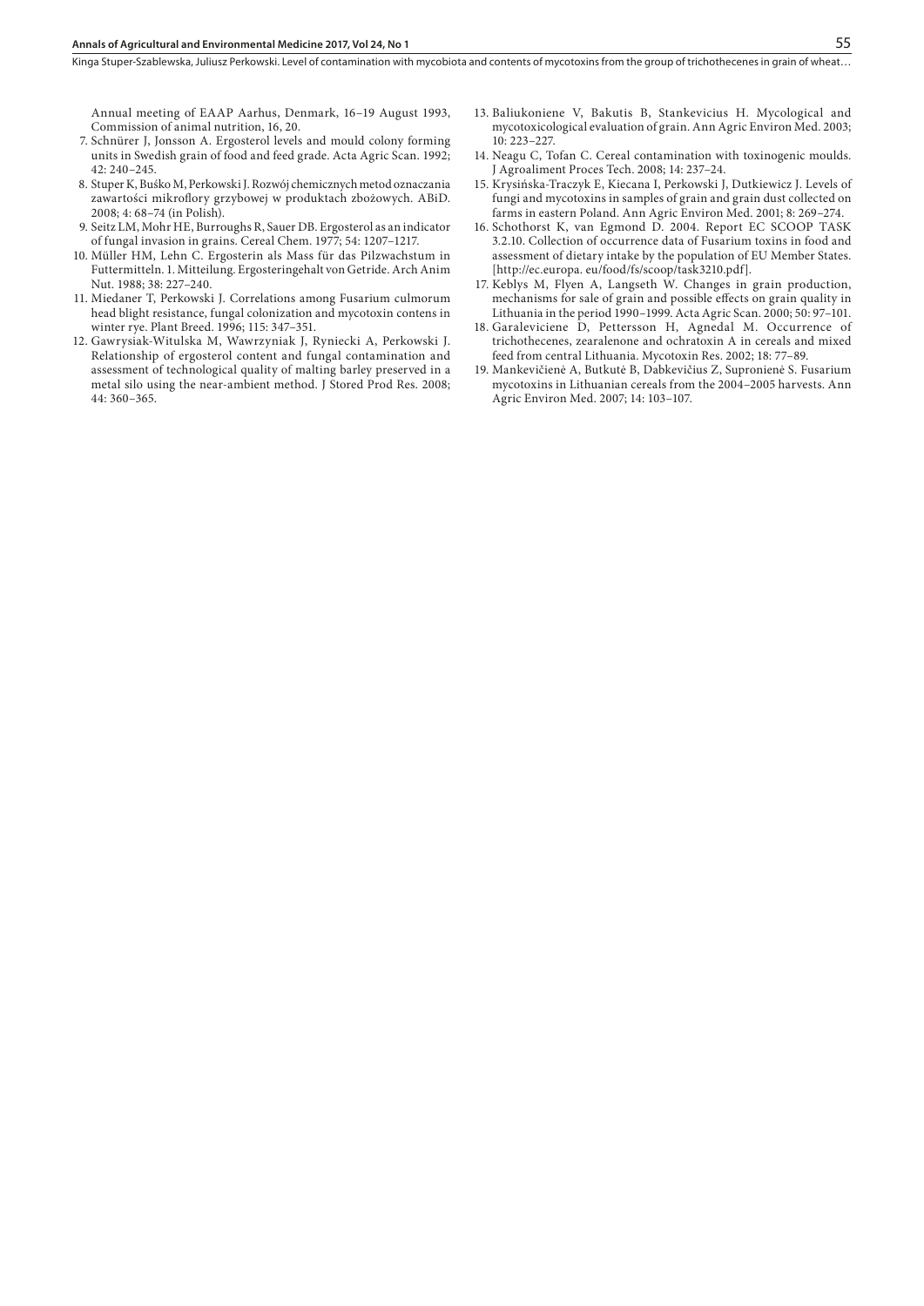Annual meeting of EAAP Aarhus, Denmark, 16–19 August 1993, Commission of animal nutrition, 16, 20.

7. Schnürer J, Jonsson A. Ergosterol levels and mould colony forming units in Swedish grain of food and feed grade. Acta Agric Scan. 1992; 42: 240–245.
8. Stuper K, Buśko M, Perkowski J. Rozwój chemicznych metod oznaczania zawartości mikroflory grzybowej w produktach zbożowych. ABiD. 2008; 4: 68–74 (in Polish).
9. Seitz LM, Mohr HE, Burroughs R, Sauer DB. Ergosterol as an indicator of fungal invasion in grains. Cereal Chem. 1977; 54: 1207–1217.
10. Müller HM, Lehn C. Ergosterin als Mass für das Pilzwachstum in Futtermitteln. 1. Mitteilung. Ergosteringehalt von Getride. Arch Anim Nut. 1988; 38: 227–240.
11. Miedaner T, Perkowski J. Correlations among Fusarium culmorum head blight resistance, fungal colonization and mycotoxin contens in winter rye. Plant Breed. 1996; 115: 347–351.
12. Gawrysiak-Witulska M, Wawrzyniak J, Ryniecki A, Perkowski J. Relationship of ergosterol content and fungal contamination and assessment of technological quality of malting barley preserved in a metal silo using the near-ambient method. J Stored Prod Res. 2008; 44: 360–365.
13. Baliukoniene V, Bakutis B, Stankevicius H. Mycological and mycotoxicological evaluation of grain. Ann Agric Environ Med. 2003; 10: 223–227.
14. Neagu C, Tofan C. Cereal contamination with toxinogenic moulds. J Agroaliment Proces Tech. 2008; 14: 237–24.
15. Krysińska-Traczyk E, Kiecana I, Perkowski J, Dutkiewicz J. Levels of fungi and mycotoxins in samples of grain and grain dust collected on farms in eastern Poland. Ann Agric Environ Med. 2001; 8: 269–274.
16. Schothorst K, van Egmond D. 2004. Report EC SCOOP TASK 3.2.10. Collection of occurrence data of Fusarium toxins in food and assessment of dietary intake by the population of EU Member States. [http://ec.europa. eu/food/fs/scoop/task3210.pdf].
17. Keblys M, Flyen A, Langseth W. Changes in grain production, mechanisms for sale of grain and possible effects on grain quality in Lithuania in the period 1990–1999. Acta Agric Scan. 2000; 50: 97–101.
18. Garaleviciene D, Pettersson H, Agnedal M. Occurrence of trichothecenes, zearalenone and ochratoxin A in cereals and mixed feed from central Lithuania. Mycotoxin Res. 2002; 18: 77–89.
19. Mankevičienė A, Butkutė B, Dabkevičius Z, Supronienė S. Fusarium mycotoxins in Lithuanian cereals from the 2004–2005 harvests. Ann Agric Environ Med. 2007; 14: 103–107.